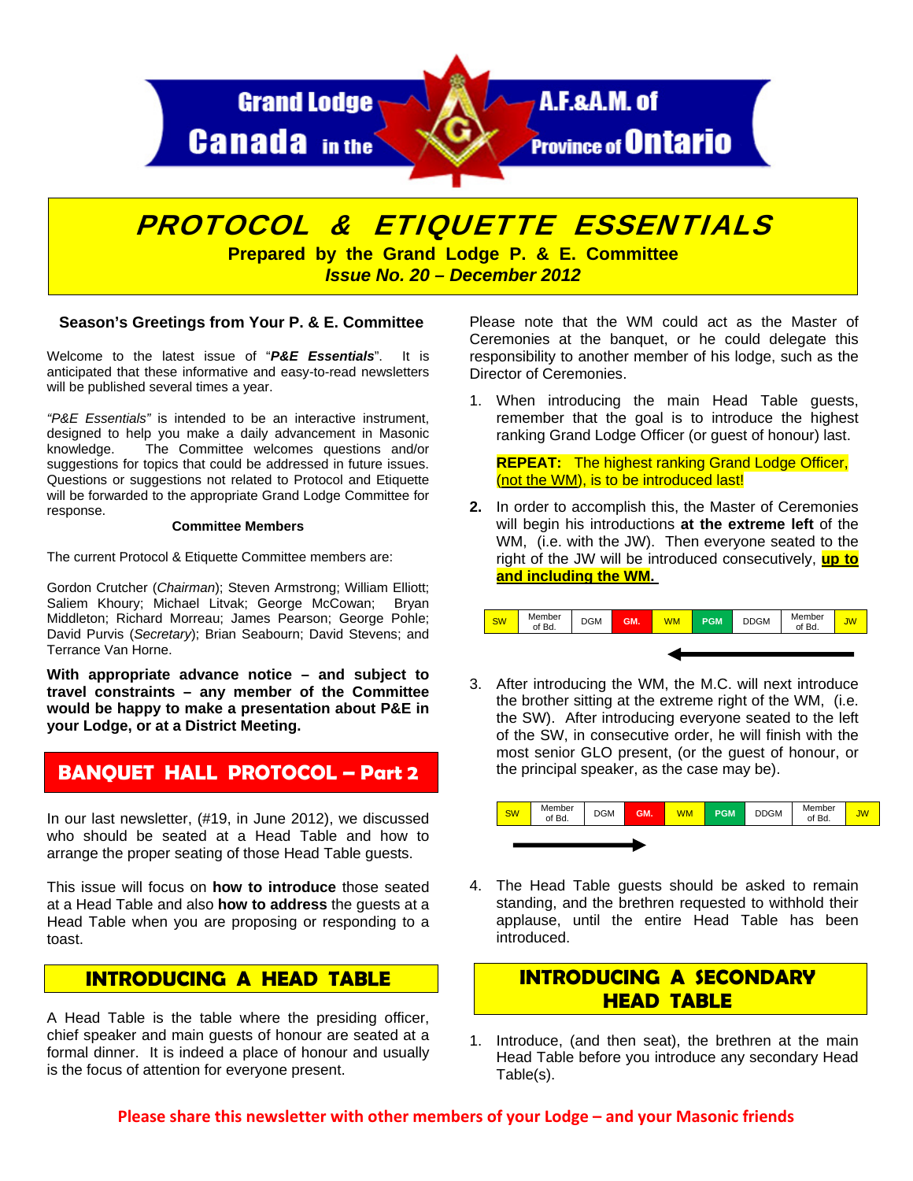Grand Lodge A.F.&A.M. of Canada in the Province of Ontario

# PROTOCOL & ETIQUETTE ESSENTIALS

**Prepared by the Grand Lodge P. & E. Committee**

***Issue No. 20 – December 2012***

### Season's Greetings from Your P. & E. Committee

Welcome to the latest issue of "***P&E Essentials***". It is anticipated that these informative and easy-to-read newsletters will be published several times a year.

*"P&E Essentials"* is intended to be an interactive instrument, designed to help you make a daily advancement in Masonic knowledge. The Committee welcomes questions and/or suggestions for topics that could be addressed in future issues. Questions or suggestions not related to Protocol and Etiquette will be forwarded to the appropriate Grand Lodge Committee for response.

**Committee Members**

The current Protocol & Etiquette Committee members are:

Gordon Crutcher (*Chairman*); Steven Armstrong; William Elliott; Saliem Khoury; Michael Litvak; George McCowan; Bryan Middleton; Richard Morreau; James Pearson; George Pohle; David Purvis (*Secretary*); Brian Seabourn; David Stevens; and Terrance Van Horne.

**With appropriate advance notice – and subject to travel constraints – any member of the Committee would be happy to make a presentation about P&E in your Lodge, or at a District Meeting.**

## BANQUET HALL PROTOCOL – Part 2

In our last newsletter, (#19, in June 2012), we discussed who should be seated at a Head Table and how to arrange the proper seating of those Head Table guests.

This issue will focus on **how to introduce** those seated at a Head Table and also **how to address** the guests at a Head Table when you are proposing or responding to a toast.

## INTRODUCING A HEAD TABLE

A Head Table is the table where the presiding officer, chief speaker and main guests of honour are seated at a formal dinner. It is indeed a place of honour and usually is the focus of attention for everyone present.

Please note that the WM could act as the Master of Ceremonies at the banquet, or he could delegate this responsibility to another member of his lodge, such as the Director of Ceremonies.

1. When introducing the main Head Table guests, remember that the goal is to introduce the highest ranking Grand Lodge Officer (or guest of honour) last.

   **REPEAT:** The highest ranking Grand Lodge Officer, (not the WM), is to be introduced last!

2. In order to accomplish this, the Master of Ceremonies will begin his introductions **at the extreme left** of the WM, (i.e. with the JW). Then everyone seated to the right of the JW will be introduced consecutively, **up to and including the WM.**

| SW | Member of Bd. | DGM | GM. | WM | PGM | DDGM | Member of Bd. | JW |
|---|---|---|---|---|---|---|---|---|

←

3. After introducing the WM, the M.C. will next introduce the brother sitting at the extreme right of the WM, (i.e. the SW). After introducing everyone seated to the left of the SW, in consecutive order, he will finish with the most senior GLO present, (or the guest of honour, or the principal speaker, as the case may be).

| SW | Member of Bd. | DGM | GM. | WM | PGM | DDGM | Member of Bd. | JW |
|---|---|---|---|---|---|---|---|---|

→

4. The Head Table guests should be asked to remain standing, and the brethren requested to withhold their applause, until the entire Head Table has been introduced.

## INTRODUCING A SECONDARY HEAD TABLE

1. Introduce, (and then seat), the brethren at the main Head Table before you introduce any secondary Head Table(s).

**Please share this newsletter with other members of your Lodge – and your Masonic friends**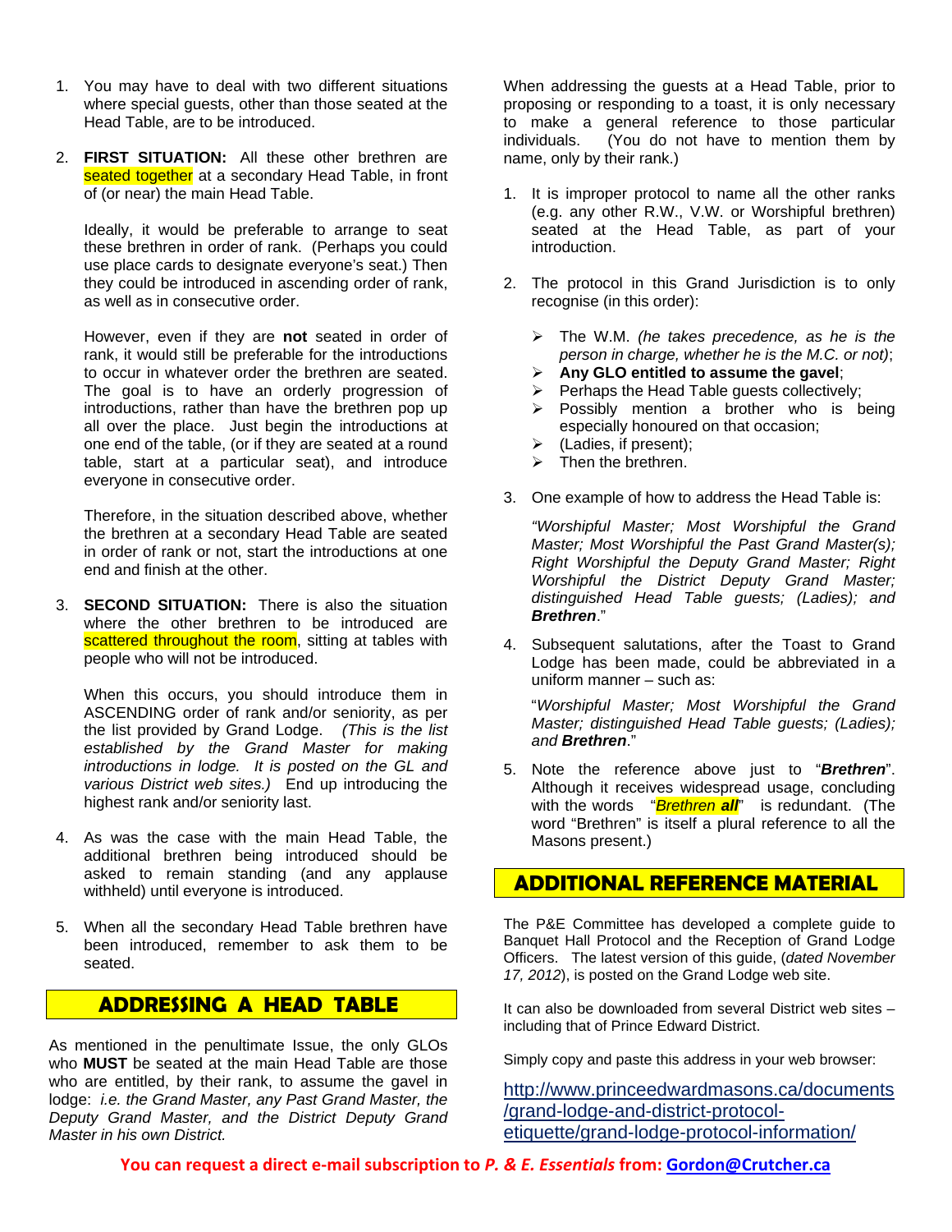1. You may have to deal with two different situations where special guests, other than those seated at the Head Table, are to be introduced.

2. **FIRST SITUATION:** All these other brethren are seated together at a secondary Head Table, in front of (or near) the main Head Table.

   Ideally, it would be preferable to arrange to seat these brethren in order of rank. (Perhaps you could use place cards to designate everyone's seat.) Then they could be introduced in ascending order of rank, as well as in consecutive order.

   However, even if they are **not** seated in order of rank, it would still be preferable for the introductions to occur in whatever order the brethren are seated. The goal is to have an orderly progression of introductions, rather than have the brethren pop up all over the place. Just begin the introductions at one end of the table, (or if they are seated at a round table, start at a particular seat), and introduce everyone in consecutive order.

   Therefore, in the situation described above, whether the brethren at a secondary Head Table are seated in order of rank or not, start the introductions at one end and finish at the other.

3. **SECOND SITUATION:** There is also the situation where the other brethren to be introduced are scattered throughout the room, sitting at tables with people who will not be introduced.

   When this occurs, you should introduce them in ASCENDING order of rank and/or seniority, as per the list provided by Grand Lodge. *(This is the list established by the Grand Master for making introductions in lodge. It is posted on the GL and various District web sites.)* End up introducing the highest rank and/or seniority last.

4. As was the case with the main Head Table, the additional brethren being introduced should be asked to remain standing (and any applause withheld) until everyone is introduced.

5. When all the secondary Head Table brethren have been introduced, remember to ask them to be seated.

## ADDRESSING A HEAD TABLE

As mentioned in the penultimate Issue, the only GLOs who **MUST** be seated at the main Head Table are those who are entitled, by their rank, to assume the gavel in lodge: *i.e. the Grand Master, any Past Grand Master, the Deputy Grand Master, and the District Deputy Grand Master in his own District.*

When addressing the guests at a Head Table, prior to proposing or responding to a toast, it is only necessary to make a general reference to those particular individuals. (You do not have to mention them by name, only by their rank.)

1. It is improper protocol to name all the other ranks (e.g. any other R.W., V.W. or Worshipful brethren) seated at the Head Table, as part of your introduction.

2. The protocol in this Grand Jurisdiction is to only recognise (in this order):

   - The W.M. *(he takes precedence, as he is the person in charge, whether he is the M.C. or not)*;
   - **Any GLO entitled to assume the gavel**;
   - Perhaps the Head Table guests collectively;
   - Possibly mention a brother who is being especially honoured on that occasion;
   - (Ladies, if present);
   - Then the brethren.

3. One example of how to address the Head Table is:

   *"Worshipful Master; Most Worshipful the Grand Master; Most Worshipful the Past Grand Master(s); Right Worshipful the Deputy Grand Master; Right Worshipful the District Deputy Grand Master; distinguished Head Table guests; (Ladies); and **Brethren**."*

4. Subsequent salutations, after the Toast to Grand Lodge has been made, could be abbreviated in a uniform manner – such as:

   "*Worshipful Master; Most Worshipful the Grand Master; distinguished Head Table guests; (Ladies); and **Brethren**.*"

5. Note the reference above just to "***Brethren***". Although it receives widespread usage, concluding with the words "*Brethren **all***" is redundant. (The word "Brethren" is itself a plural reference to all the Masons present.)

## ADDITIONAL REFERENCE MATERIAL

The P&E Committee has developed a complete guide to Banquet Hall Protocol and the Reception of Grand Lodge Officers. The latest version of this guide, (*dated November 17, 2012*), is posted on the Grand Lodge web site.

It can also be downloaded from several District web sites – including that of Prince Edward District.

Simply copy and paste this address in your web browser:

http://www.princeedwardmasons.ca/documents/grand-lodge-and-district-protocol-etiquette/grand-lodge-protocol-information/

**You can request a direct e-mail subscription to *P. & E. Essentials* from: Gordon@Crutcher.ca**